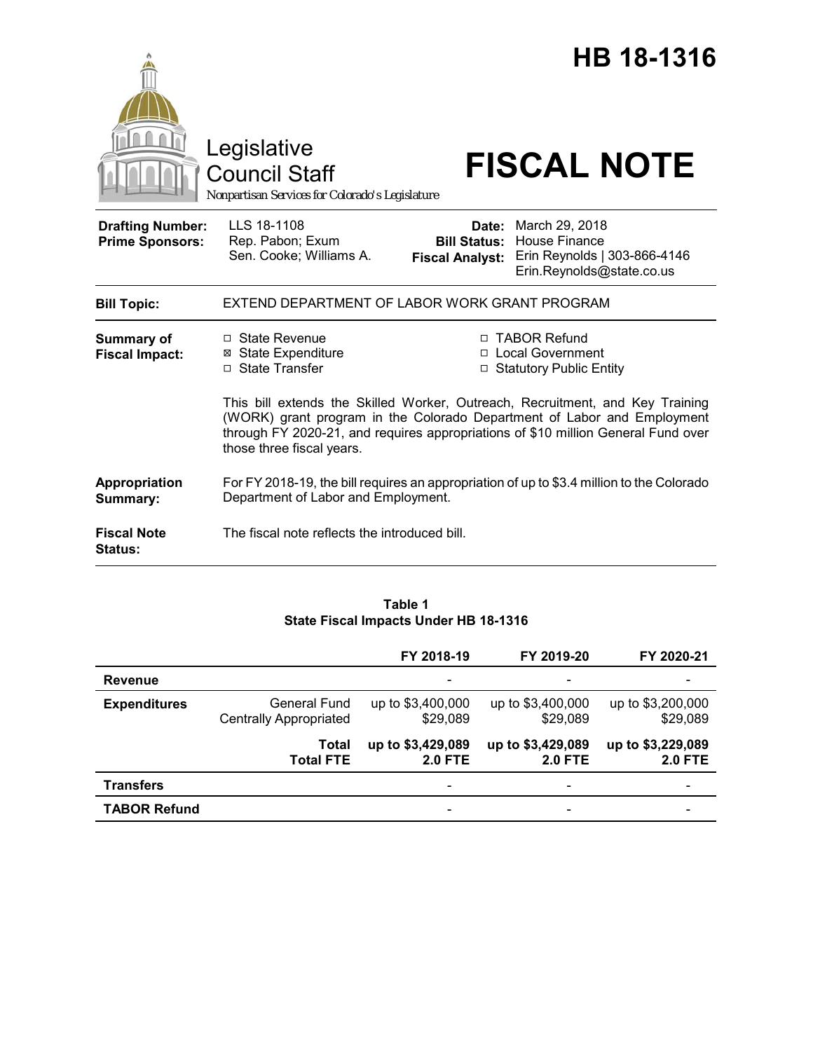# HB 18-1316

Legislative Council Staff

*Nonpartisan Services for Colorado's Legislature*

# FISCAL NOTE

| | | | |
|---|---|---|---|
| **Drafting Number:** | LLS 18-1108 | **Date:** | March 29, 2018 |
| **Prime Sponsors:** | Rep. Pabon; Exum<br>Sen. Cooke; Williams A. | **Bill Status:** | House Finance |
| | | **Fiscal Analyst:** | Erin Reynolds \| 303-866-4146<br>Erin.Reynolds@state.co.us |

| | |
|---|---|
| **Bill Topic:** | EXTEND DEPARTMENT OF LABOR WORK GRANT PROGRAM |
| **Summary of Fiscal Impact:** | ☐ State Revenue<br>☒ State Expenditure<br>☐ State Transfer<br>☐ TABOR Refund<br>☐ Local Government<br>☐ Statutory Public Entity<br><br>This bill extends the Skilled Worker, Outreach, Recruitment, and Key Training (WORK) grant program in the Colorado Department of Labor and Employment through FY 2020-21, and requires appropriations of $10 million General Fund over those three fiscal years. |
| **Appropriation Summary:** | For FY 2018-19, the bill requires an appropriation of up to $3.4 million to the Colorado Department of Labor and Employment. |
| **Fiscal Note Status:** | The fiscal note reflects the introduced bill. |

**Table 1**
**State Fiscal Impacts Under HB 18-1316**

| | | FY 2018-19 | FY 2019-20 | FY 2020-21 |
|---|---|---|---|---|
| **Revenue** | | - | - | - |
| **Expenditures** | General Fund<br>Centrally Appropriated | up to $3,400,000<br>$29,089 | up to $3,400,000<br>$29,089 | up to $3,200,000<br>$29,089 |
| | **Total**<br>**Total FTE** | **up to $3,429,089**<br>**2.0 FTE** | **up to $3,429,089**<br>**2.0 FTE** | **up to $3,229,089**<br>**2.0 FTE** |
| **Transfers** | | - | - | - |
| **TABOR Refund** | | - | - | - |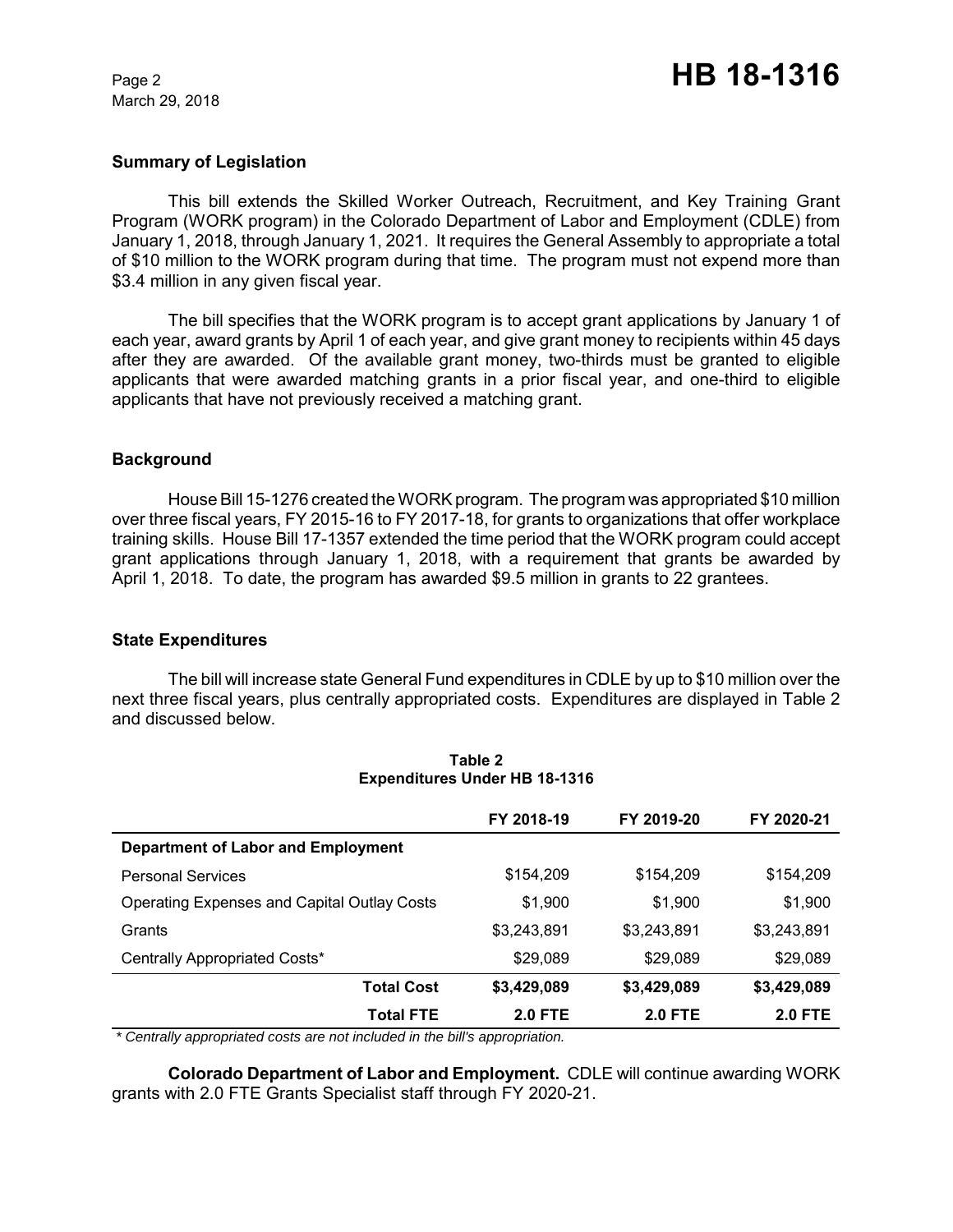## Summary of Legislation

This bill extends the Skilled Worker Outreach, Recruitment, and Key Training Grant Program (WORK program) in the Colorado Department of Labor and Employment (CDLE) from January 1, 2018, through January 1, 2021. It requires the General Assembly to appropriate a total of $10 million to the WORK program during that time. The program must not expend more than $3.4 million in any given fiscal year.

The bill specifies that the WORK program is to accept grant applications by January 1 of each year, award grants by April 1 of each year, and give grant money to recipients within 45 days after they are awarded. Of the available grant money, two-thirds must be granted to eligible applicants that were awarded matching grants in a prior fiscal year, and one-third to eligible applicants that have not previously received a matching grant.

## Background

House Bill 15-1276 created the WORK program. The program was appropriated $10 million over three fiscal years, FY 2015-16 to FY 2017-18, for grants to organizations that offer workplace training skills. House Bill 17-1357 extended the time period that the WORK program could accept grant applications through January 1, 2018, with a requirement that grants be awarded by April 1, 2018. To date, the program has awarded $9.5 million in grants to 22 grantees.

## State Expenditures

The bill will increase state General Fund expenditures in CDLE by up to $10 million over the next three fiscal years, plus centrally appropriated costs. Expenditures are displayed in Table 2 and discussed below.

**Table 2**
**Expenditures Under HB 18-1316**

| | FY 2018-19 | FY 2019-20 | FY 2020-21 |
|---|---|---|---|
| **Department of Labor and Employment** | | | |
| Personal Services | $154,209 | $154,209 | $154,209 |
| Operating Expenses and Capital Outlay Costs | $1,900 | $1,900 | $1,900 |
| Grants | $3,243,891 | $3,243,891 | $3,243,891 |
| Centrally Appropriated Costs* | $29,089 | $29,089 | $29,089 |
| **Total Cost** | **$3,429,089** | **$3,429,089** | **$3,429,089** |
| **Total FTE** | **2.0 FTE** | **2.0 FTE** | **2.0 FTE** |

*\* Centrally appropriated costs are not included in the bill's appropriation.*

**Colorado Department of Labor and Employment.** CDLE will continue awarding WORK grants with 2.0 FTE Grants Specialist staff through FY 2020-21.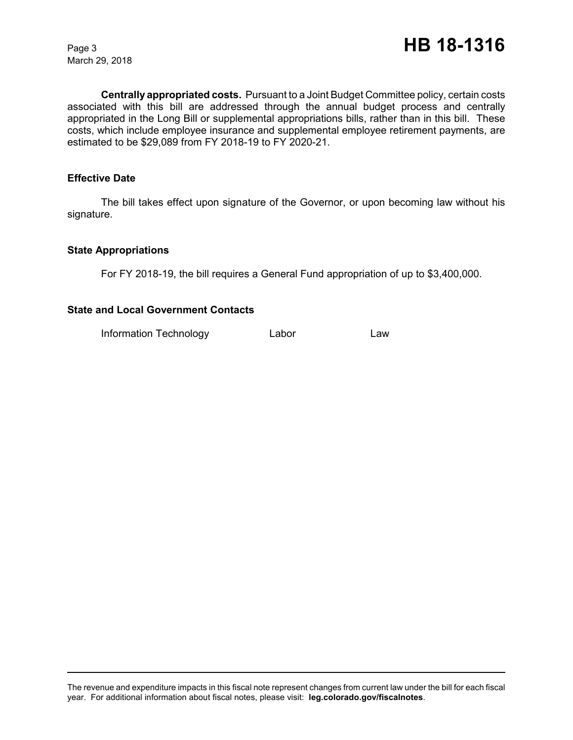**Centrally appropriated costs.** Pursuant to a Joint Budget Committee policy, certain costs associated with this bill are addressed through the annual budget process and centrally appropriated in the Long Bill or supplemental appropriations bills, rather than in this bill. These costs, which include employee insurance and supplemental employee retirement payments, are estimated to be $29,089 from FY 2018-19 to FY 2020-21.

### Effective Date

The bill takes effect upon signature of the Governor, or upon becoming law without his signature.

### State Appropriations

For FY 2018-19, the bill requires a General Fund appropriation of up to $3,400,000.

### State and Local Government Contacts

| | | |
|---|---|---|
| Information Technology | Labor | Law |

The revenue and expenditure impacts in this fiscal note represent changes from current law under the bill for each fiscal year. For additional information about fiscal notes, please visit: **leg.colorado.gov/fiscalnotes**.